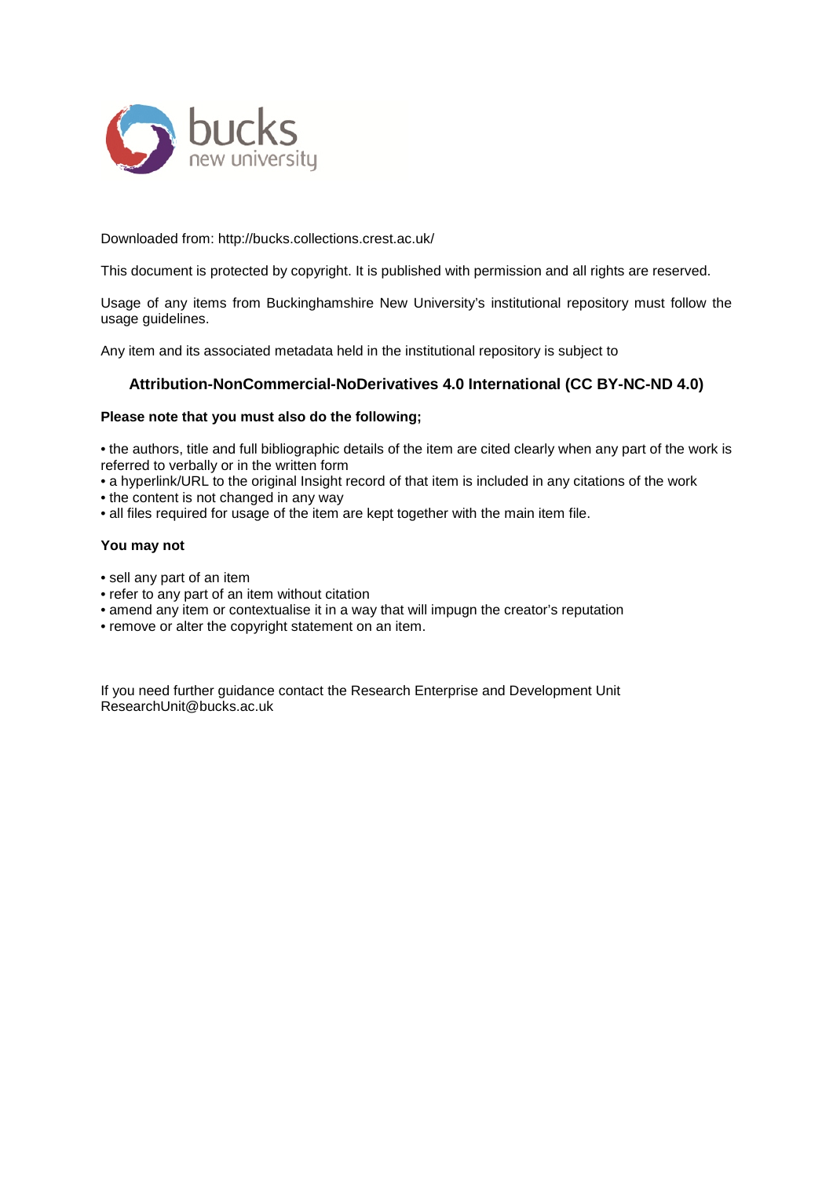Downloaded from: http://bucks.collections.crest.ac.uk/

This document is protected by copyright. It is published with permission and all rights are reserved.

Usage of any items from Buckinghamshire New University's institutional repository must follow the usage guidelines.

Any item and its associated metadata held in the institutional repository is subject to

**Attribution-NonCommercial-NoDerivatives 4.0 International (CC BY-NC-ND 4.0)**

**Please note that you must also do the following;**

- the authors, title and full bibliographic details of the item are cited clearly when any part of the work is referred to verbally or in the written form
- a hyperlink/URL to the original Insight record of that item is included in any citations of the work
- the content is not changed in any way
- all files required for usage of the item are kept together with the main item file.

**You may not**

- sell any part of an item
- refer to any part of an item without citation
- amend any item or contextualise it in a way that will impugn the creator's reputation
- remove or alter the copyright statement on an item.

If you need further guidance contact the Research Enterprise and Development Unit
ResearchUnit@bucks.ac.uk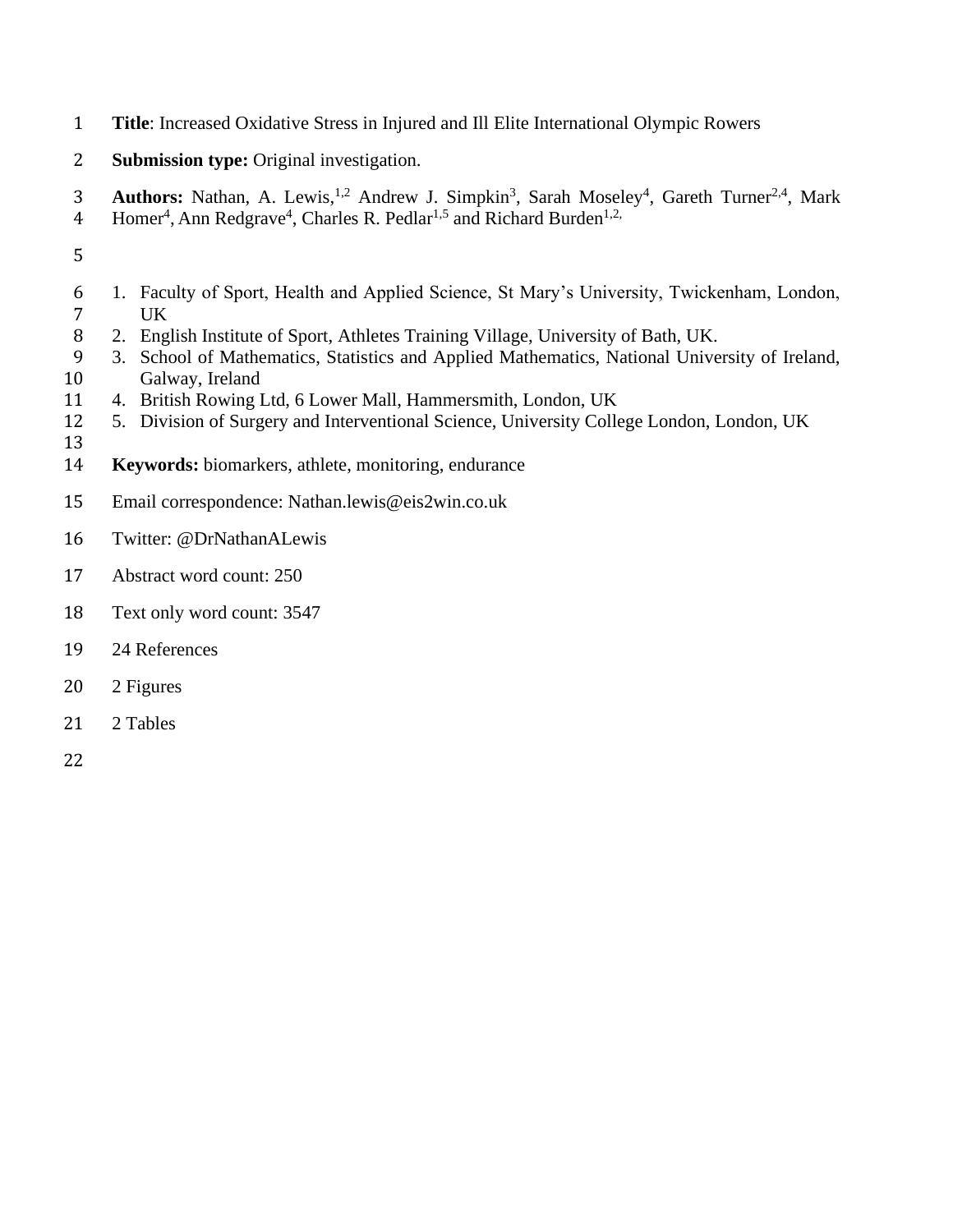**Title**: Increased Oxidative Stress in Injured and Ill Elite International Olympic Rowers

**Submission type:** Original investigation.

**Authors:** Nathan, A. Lewis,[1,2] Andrew J. Simpkin[3], Sarah Moseley[4], Gareth Turner[2,4], Mark Homer[4], Ann Redgrave[4], Charles R. Pedlar[1,5] and Richard Burden[1,2,]

1. Faculty of Sport, Health and Applied Science, St Mary's University, Twickenham, London, UK
2. English Institute of Sport, Athletes Training Village, University of Bath, UK.
3. School of Mathematics, Statistics and Applied Mathematics, National University of Ireland, Galway, Ireland
4. British Rowing Ltd, 6 Lower Mall, Hammersmith, London, UK
5. Division of Surgery and Interventional Science, University College London, London, UK

**Keywords:** biomarkers, athlete, monitoring, endurance

Email correspondence: Nathan.lewis@eis2win.co.uk

Twitter: @DrNathanALewis

Abstract word count: 250

Text only word count: 3547

24 References

2 Figures

2 Tables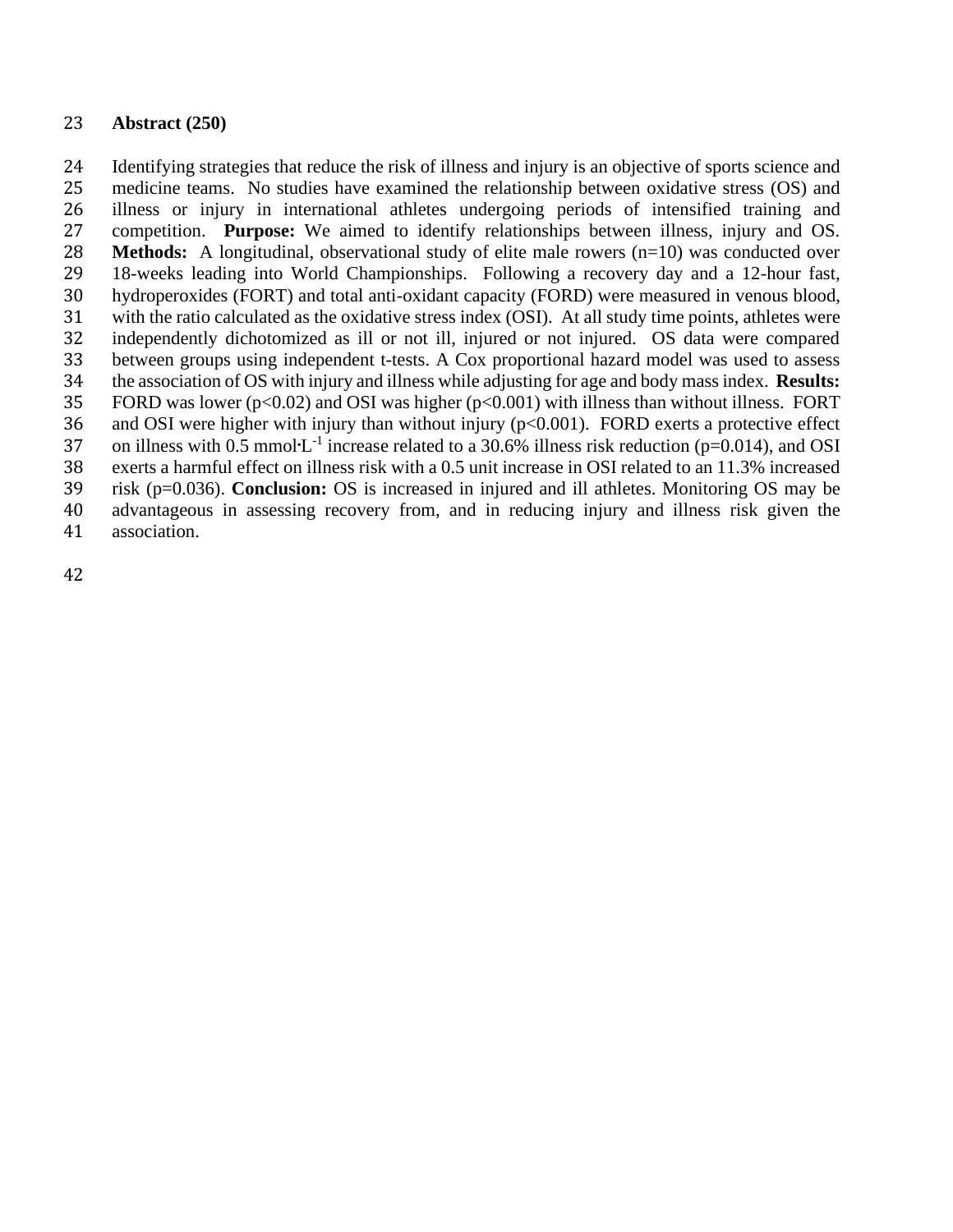## Abstract (250)

Identifying strategies that reduce the risk of illness and injury is an objective of sports science and medicine teams. No studies have examined the relationship between oxidative stress (OS) and illness or injury in international athletes undergoing periods of intensified training and competition. **Purpose:** We aimed to identify relationships between illness, injury and OS. **Methods:** A longitudinal, observational study of elite male rowers (n=10) was conducted over 18-weeks leading into World Championships. Following a recovery day and a 12-hour fast, hydroperoxides (FORT) and total anti-oxidant capacity (FORD) were measured in venous blood, with the ratio calculated as the oxidative stress index (OSI). At all study time points, athletes were independently dichotomized as ill or not ill, injured or not injured. OS data were compared between groups using independent t-tests. A Cox proportional hazard model was used to assess the association of OS with injury and illness while adjusting for age and body mass index. **Results:** FORD was lower ($p<0.02$) and OSI was higher ($p<0.001$) with illness than without illness. FORT and OSI were higher with injury than without injury ($p<0.001$). FORD exerts a protective effect on illness with 0.5 $mmol \cdot L^{-1}$ increase related to a 30.6% illness risk reduction ($p=0.014$), and OSI exerts a harmful effect on illness risk with a 0.5 unit increase in OSI related to an 11.3% increased risk ($p=0.036$). **Conclusion:** OS is increased in injured and ill athletes. Monitoring OS may be advantageous in assessing recovery from, and in reducing injury and illness risk given the association.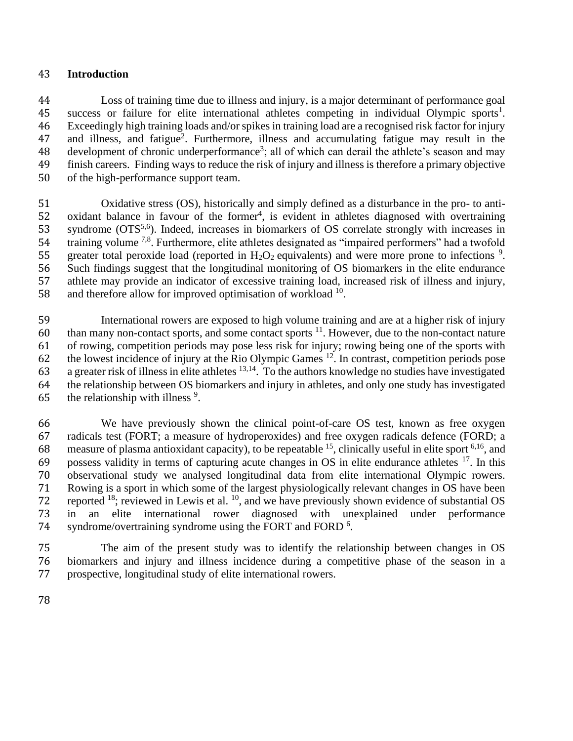## Introduction

Loss of training time due to illness and injury, is a major determinant of performance goal success or failure for elite international athletes competing in individual Olympic sports[1]. Exceedingly high training loads and/or spikes in training load are a recognised risk factor for injury and illness, and fatigue[2]. Furthermore, illness and accumulating fatigue may result in the development of chronic underperformance[3]; all of which can derail the athlete's season and may finish careers. Finding ways to reduce the risk of injury and illness is therefore a primary objective of the high-performance support team.

Oxidative stress (OS), historically and simply defined as a disturbance in the pro- to anti-oxidant balance in favour of the former[4], is evident in athletes diagnosed with overtraining syndrome (OTS[5,6]). Indeed, increases in biomarkers of OS correlate strongly with increases in training volume [7,8]. Furthermore, elite athletes designated as "impaired performers" had a twofold greater total peroxide load (reported in $H_2O_2$ equivalents) and were more prone to infections [9]. Such findings suggest that the longitudinal monitoring of OS biomarkers in the elite endurance athlete may provide an indicator of excessive training load, increased risk of illness and injury, and therefore allow for improved optimisation of workload [10].

International rowers are exposed to high volume training and are at a higher risk of injury than many non-contact sports, and some contact sports [11]. However, due to the non-contact nature of rowing, competition periods may pose less risk for injury; rowing being one of the sports with the lowest incidence of injury at the Rio Olympic Games [12]. In contrast, competition periods pose a greater risk of illness in elite athletes [13,14]. To the authors knowledge no studies have investigated the relationship between OS biomarkers and injury in athletes, and only one study has investigated the relationship with illness [9].

We have previously shown the clinical point-of-care OS test, known as free oxygen radicals test (FORT; a measure of hydroperoxides) and free oxygen radicals defence (FORD; a measure of plasma antioxidant capacity), to be repeatable [15], clinically useful in elite sport [6,16], and possess validity in terms of capturing acute changes in OS in elite endurance athletes [17]. In this observational study we analysed longitudinal data from elite international Olympic rowers. Rowing is a sport in which some of the largest physiologically relevant changes in OS have been reported [18]; reviewed in Lewis et al. [10], and we have previously shown evidence of substantial OS in an elite international rower diagnosed with unexplained under performance syndrome/overtraining syndrome using the FORT and FORD [6].

The aim of the present study was to identify the relationship between changes in OS biomarkers and injury and illness incidence during a competitive phase of the season in a prospective, longitudinal study of elite international rowers.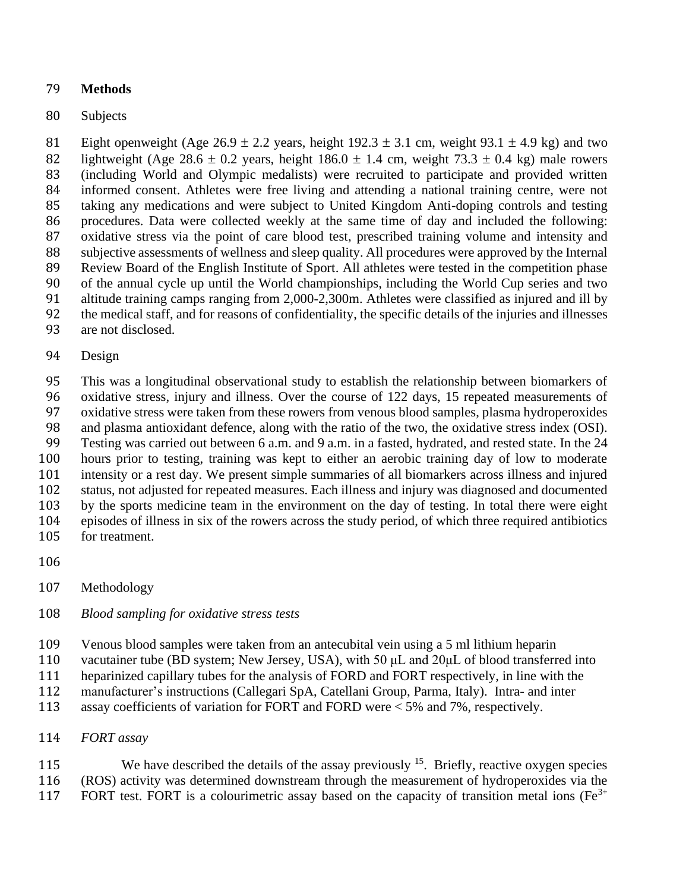## Methods

Subjects

Eight openweight (Age 26.9 ± 2.2 years, height 192.3 ± 3.1 cm, weight 93.1 ± 4.9 kg) and two lightweight (Age 28.6 ± 0.2 years, height 186.0 ± 1.4 cm, weight 73.3 ± 0.4 kg) male rowers (including World and Olympic medalists) were recruited to participate and provided written informed consent. Athletes were free living and attending a national training centre, were not taking any medications and were subject to United Kingdom Anti-doping controls and testing procedures. Data were collected weekly at the same time of day and included the following: oxidative stress via the point of care blood test, prescribed training volume and intensity and subjective assessments of wellness and sleep quality. All procedures were approved by the Internal Review Board of the English Institute of Sport. All athletes were tested in the competition phase of the annual cycle up until the World championships, including the World Cup series and two altitude training camps ranging from 2,000-2,300m. Athletes were classified as injured and ill by the medical staff, and for reasons of confidentiality, the specific details of the injuries and illnesses are not disclosed.

Design

This was a longitudinal observational study to establish the relationship between biomarkers of oxidative stress, injury and illness. Over the course of 122 days, 15 repeated measurements of oxidative stress were taken from these rowers from venous blood samples, plasma hydroperoxides and plasma antioxidant defence, along with the ratio of the two, the oxidative stress index (OSI). Testing was carried out between 6 a.m. and 9 a.m. in a fasted, hydrated, and rested state. In the 24 hours prior to testing, training was kept to either an aerobic training day of low to moderate intensity or a rest day. We present simple summaries of all biomarkers across illness and injured status, not adjusted for repeated measures. Each illness and injury was diagnosed and documented by the sports medicine team in the environment on the day of testing. In total there were eight episodes of illness in six of the rowers across the study period, of which three required antibiotics for treatment.

Methodology

*Blood sampling for oxidative stress tests*

Venous blood samples were taken from an antecubital vein using a 5 ml lithium heparin vacutainer tube (BD system; New Jersey, USA), with 50 μL and 20μL of blood transferred into heparinized capillary tubes for the analysis of FORD and FORT respectively, in line with the manufacturer's instructions (Callegari SpA, Catellani Group, Parma, Italy). Intra- and inter assay coefficients of variation for FORT and FORD were < 5% and 7%, respectively.

*FORT assay*

We have described the details of the assay previously [15]. Briefly, reactive oxygen species (ROS) activity was determined downstream through the measurement of hydroperoxides via the FORT test. FORT is a colourimetric assay based on the capacity of transition metal ions ($Fe^{3+}$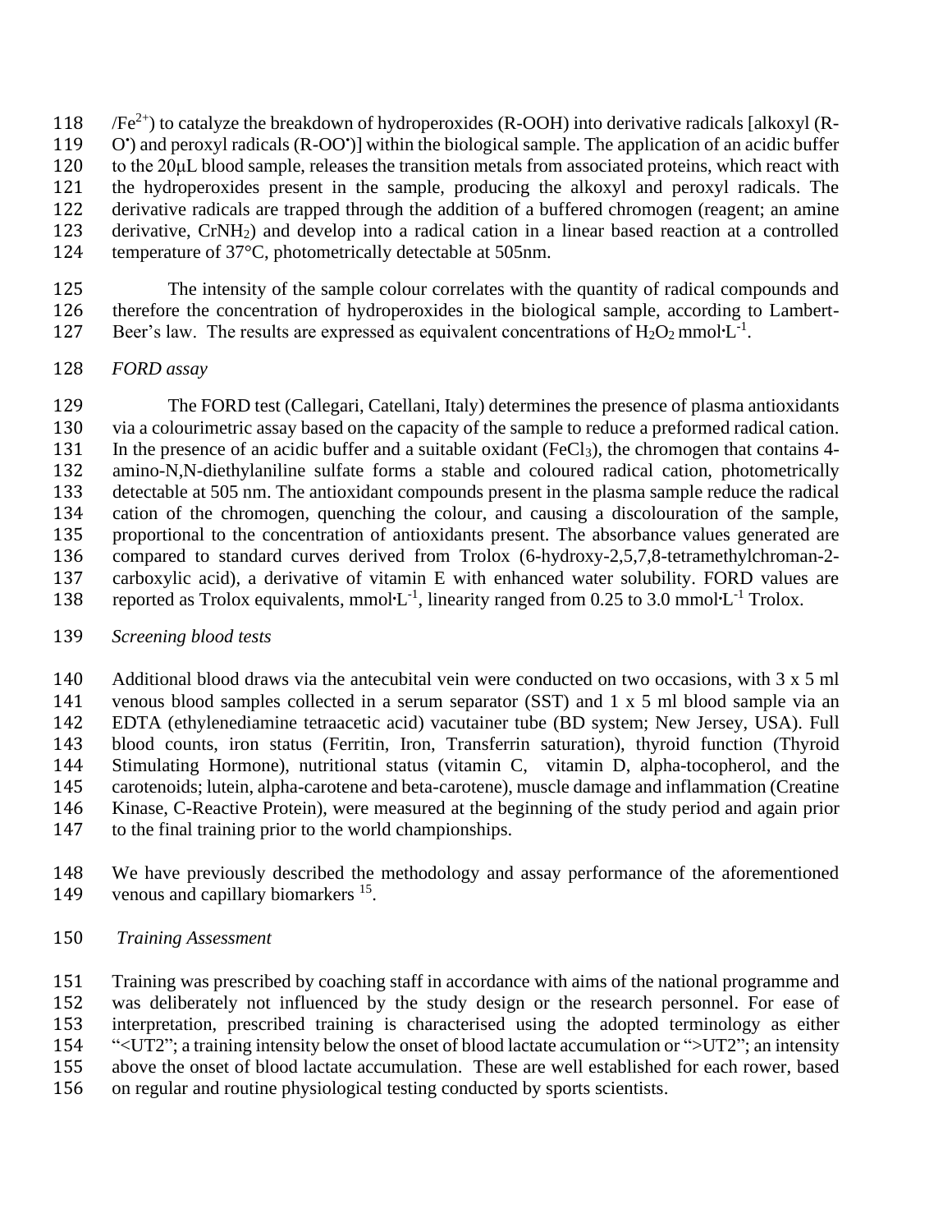/$Fe^{2+}$) to catalyze the breakdown of hydroperoxides (R-OOH) into derivative radicals [alkoxyl (R-O•) and peroxyl radicals (R-OO•)] within the biological sample. The application of an acidic buffer to the 20μL blood sample, releases the transition metals from associated proteins, which react with the hydroperoxides present in the sample, producing the alkoxyl and peroxyl radicals. The derivative radicals are trapped through the addition of a buffered chromogen (reagent; an amine derivative, $CrNH_2$) and develop into a radical cation in a linear based reaction at a controlled temperature of 37°C, photometrically detectable at 505nm.

The intensity of the sample colour correlates with the quantity of radical compounds and therefore the concentration of hydroperoxides in the biological sample, according to Lambert-Beer's law. The results are expressed as equivalent concentrations of $H_2O_2$ mmol·$L^{-1}$.

*FORD assay*

The FORD test (Callegari, Catellani, Italy) determines the presence of plasma antioxidants via a colourimetric assay based on the capacity of the sample to reduce a preformed radical cation. In the presence of an acidic buffer and a suitable oxidant ($FeCl_3$), the chromogen that contains 4-amino-N,N-diethylaniline sulfate forms a stable and coloured radical cation, photometrically detectable at 505 nm. The antioxidant compounds present in the plasma sample reduce the radical cation of the chromogen, quenching the colour, and causing a discolouration of the sample, proportional to the concentration of antioxidants present. The absorbance values generated are compared to standard curves derived from Trolox (6-hydroxy-2,5,7,8-tetramethylchroman-2-carboxylic acid), a derivative of vitamin E with enhanced water solubility. FORD values are reported as Trolox equivalents, mmol·$L^{-1}$, linearity ranged from 0.25 to 3.0 mmol·$L^{-1}$ Trolox.

*Screening blood tests*

Additional blood draws via the antecubital vein were conducted on two occasions, with 3 x 5 ml venous blood samples collected in a serum separator (SST) and 1 x 5 ml blood sample via an EDTA (ethylenediamine tetraacetic acid) vacutainer tube (BD system; New Jersey, USA). Full blood counts, iron status (Ferritin, Iron, Transferrin saturation), thyroid function (Thyroid Stimulating Hormone), nutritional status (vitamin C, vitamin D, alpha-tocopherol, and the carotenoids; lutein, alpha-carotene and beta-carotene), muscle damage and inflammation (Creatine Kinase, C-Reactive Protein), were measured at the beginning of the study period and again prior to the final training prior to the world championships.

We have previously described the methodology and assay performance of the aforementioned venous and capillary biomarkers [15].

*Training Assessment*

Training was prescribed by coaching staff in accordance with aims of the national programme and was deliberately not influenced by the study design or the research personnel. For ease of interpretation, prescribed training is characterised using the adopted terminology as either "<UT2"; a training intensity below the onset of blood lactate accumulation or ">UT2"; an intensity above the onset of blood lactate accumulation. These are well established for each rower, based on regular and routine physiological testing conducted by sports scientists.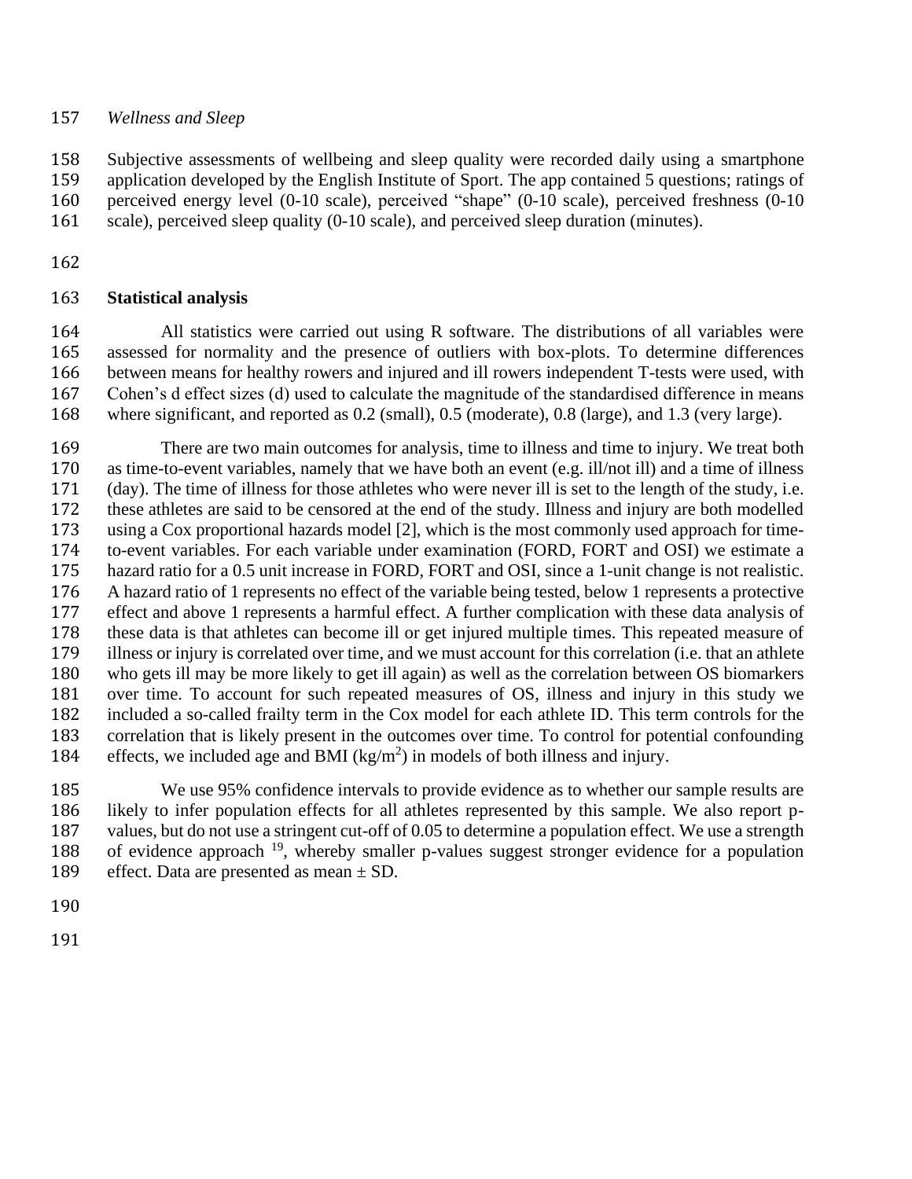*Wellness and Sleep*

Subjective assessments of wellbeing and sleep quality were recorded daily using a smartphone application developed by the English Institute of Sport. The app contained 5 questions; ratings of perceived energy level (0-10 scale), perceived "shape" (0-10 scale), perceived freshness (0-10 scale), perceived sleep quality (0-10 scale), and perceived sleep duration (minutes).

## Statistical analysis

All statistics were carried out using R software. The distributions of all variables were assessed for normality and the presence of outliers with box-plots. To determine differences between means for healthy rowers and injured and ill rowers independent T-tests were used, with Cohen's d effect sizes (d) used to calculate the magnitude of the standardised difference in means where significant, and reported as 0.2 (small), 0.5 (moderate), 0.8 (large), and 1.3 (very large).

There are two main outcomes for analysis, time to illness and time to injury. We treat both as time-to-event variables, namely that we have both an event (e.g. ill/not ill) and a time of illness (day). The time of illness for those athletes who were never ill is set to the length of the study, i.e. these athletes are said to be censored at the end of the study. Illness and injury are both modelled using a Cox proportional hazards model [2], which is the most commonly used approach for time-to-event variables. For each variable under examination (FORD, FORT and OSI) we estimate a hazard ratio for a 0.5 unit increase in FORD, FORT and OSI, since a 1-unit change is not realistic. A hazard ratio of 1 represents no effect of the variable being tested, below 1 represents a protective effect and above 1 represents a harmful effect. A further complication with these data analysis of these data is that athletes can become ill or get injured multiple times. This repeated measure of illness or injury is correlated over time, and we must account for this correlation (i.e. that an athlete who gets ill may be more likely to get ill again) as well as the correlation between OS biomarkers over time. To account for such repeated measures of OS, illness and injury in this study we included a so-called frailty term in the Cox model for each athlete ID. This term controls for the correlation that is likely present in the outcomes over time. To control for potential confounding effects, we included age and BMI ($kg/m^2$) in models of both illness and injury.

We use 95% confidence intervals to provide evidence as to whether our sample results are likely to infer population effects for all athletes represented by this sample. We also report p-values, but do not use a stringent cut-off of 0.05 to determine a population effect. We use a strength of evidence approach [19], whereby smaller p-values suggest stronger evidence for a population effect. Data are presented as mean ± SD.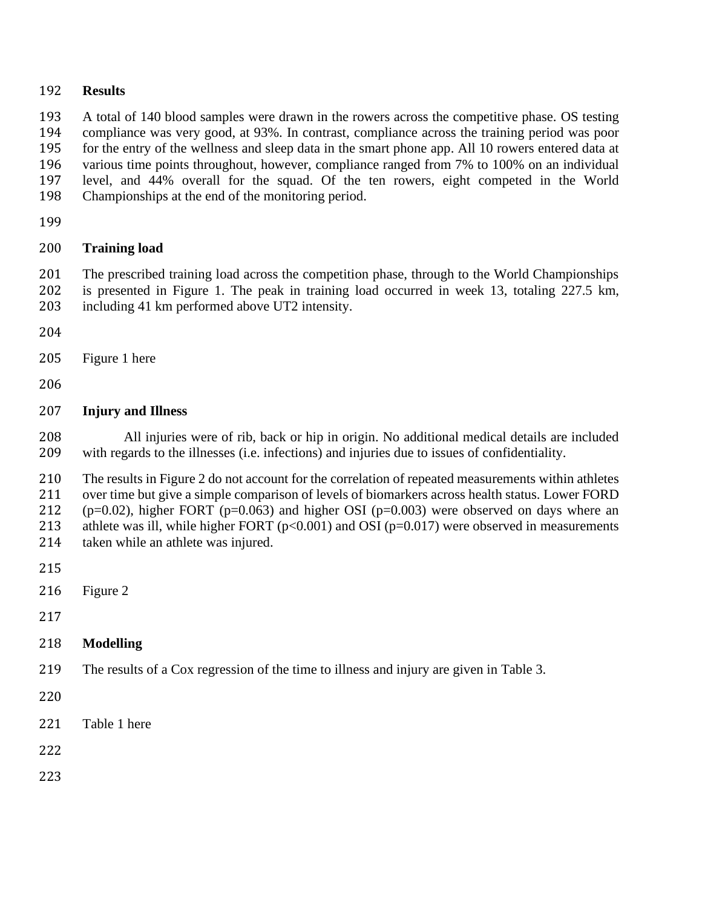## Results

A total of 140 blood samples were drawn in the rowers across the competitive phase. OS testing compliance was very good, at 93%. In contrast, compliance across the training period was poor for the entry of the wellness and sleep data in the smart phone app. All 10 rowers entered data at various time points throughout, however, compliance ranged from 7% to 100% on an individual level, and 44% overall for the squad. Of the ten rowers, eight competed in the World Championships at the end of the monitoring period.

### Training load

The prescribed training load across the competition phase, through to the World Championships is presented in Figure 1. The peak in training load occurred in week 13, totaling 227.5 km, including 41 km performed above UT2 intensity.

Figure 1 here

### Injury and Illness

All injuries were of rib, back or hip in origin. No additional medical details are included with regards to the illnesses (i.e. infections) and injuries due to issues of confidentiality.

The results in Figure 2 do not account for the correlation of repeated measurements within athletes over time but give a simple comparison of levels of biomarkers across health status. Lower FORD ($p=0.02$), higher FORT ($p=0.063$) and higher OSI ($p=0.003$) were observed on days where an athlete was ill, while higher FORT ($p<0.001$) and OSI ($p=0.017$) were observed in measurements taken while an athlete was injured.

Figure 2

### Modelling

The results of a Cox regression of the time to illness and injury are given in Table 3.

Table 1 here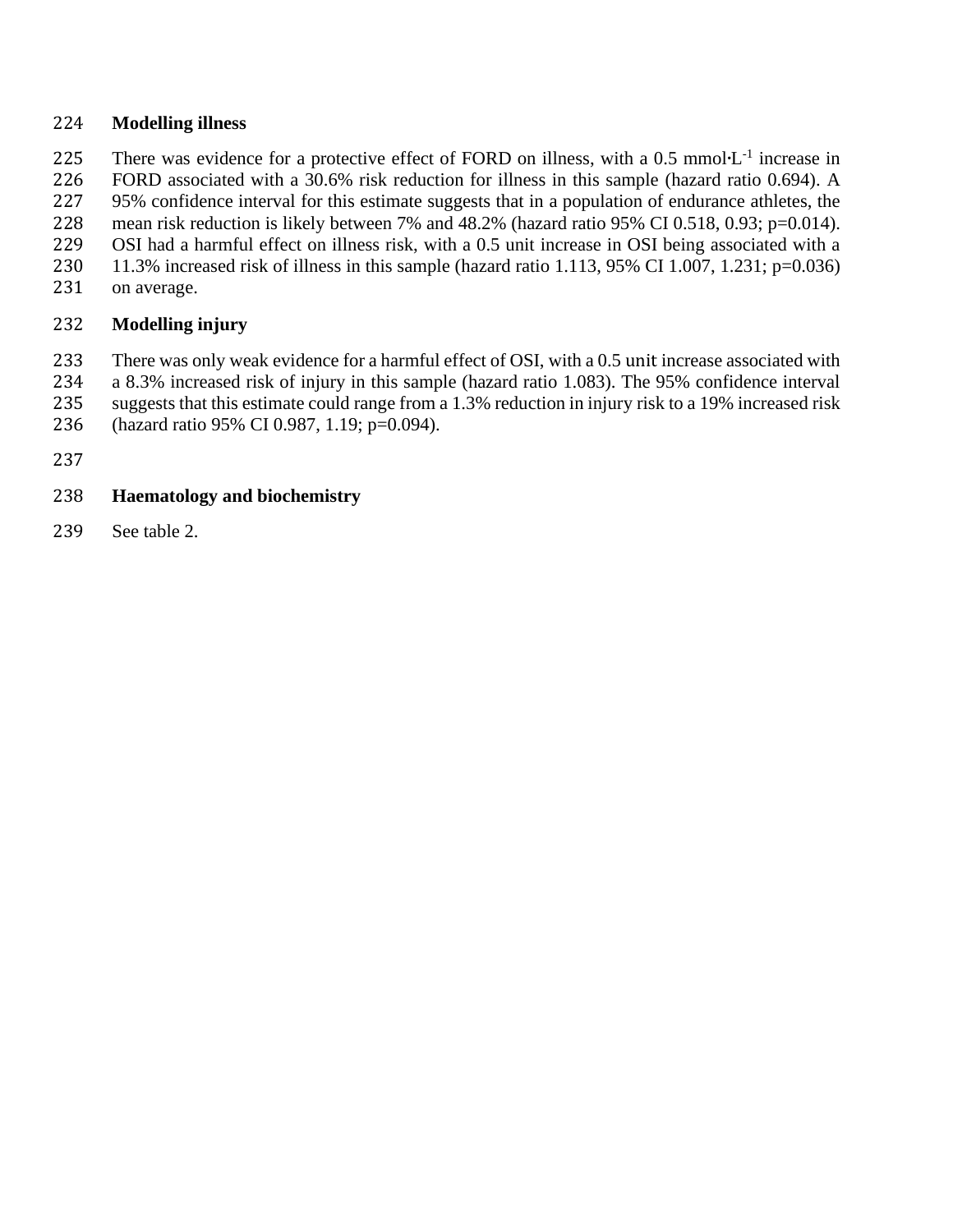## Modelling illness

There was evidence for a protective effect of FORD on illness, with a 0.5 mmol·L$^{-1}$ increase in FORD associated with a 30.6% risk reduction for illness in this sample (hazard ratio 0.694). A 95% confidence interval for this estimate suggests that in a population of endurance athletes, the mean risk reduction is likely between 7% and 48.2% (hazard ratio 95% CI 0.518, 0.93; $p=0.014$). OSI had a harmful effect on illness risk, with a 0.5 unit increase in OSI being associated with a 11.3% increased risk of illness in this sample (hazard ratio 1.113, 95% CI 1.007, 1.231; $p=0.036$) on average.

## Modelling injury

There was only weak evidence for a harmful effect of OSI, with a 0.5 unit increase associated with a 8.3% increased risk of injury in this sample (hazard ratio 1.083). The 95% confidence interval suggests that this estimate could range from a 1.3% reduction in injury risk to a 19% increased risk (hazard ratio 95% CI 0.987, 1.19; $p=0.094$).

## Haematology and biochemistry

See table 2.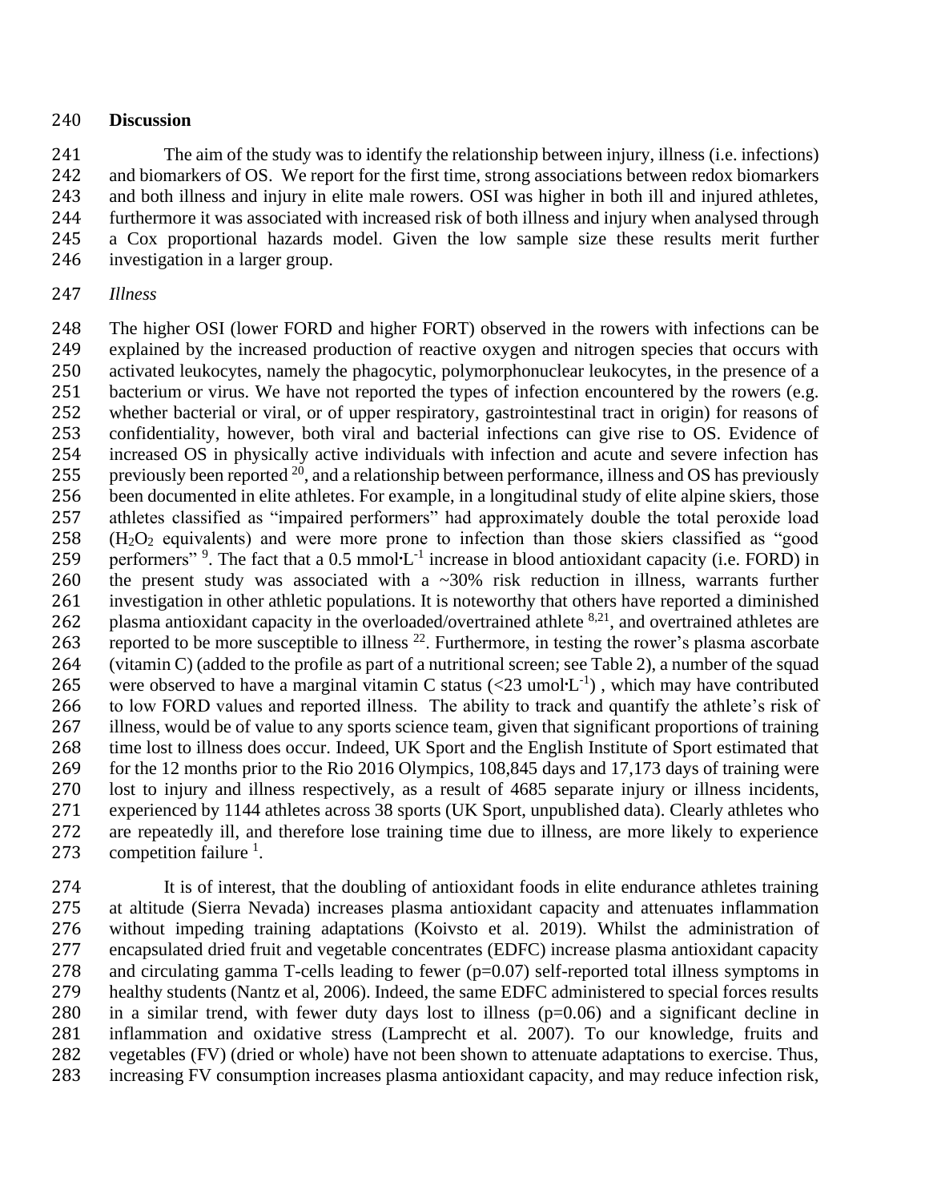**Discussion**

The aim of the study was to identify the relationship between injury, illness (i.e. infections) and biomarkers of OS. We report for the first time, strong associations between redox biomarkers and both illness and injury in elite male rowers. OSI was higher in both ill and injured athletes, furthermore it was associated with increased risk of both illness and injury when analysed through a Cox proportional hazards model. Given the low sample size these results merit further investigation in a larger group.

*Illness*

The higher OSI (lower FORD and higher FORT) observed in the rowers with infections can be explained by the increased production of reactive oxygen and nitrogen species that occurs with activated leukocytes, namely the phagocytic, polymorphonuclear leukocytes, in the presence of a bacterium or virus. We have not reported the types of infection encountered by the rowers (e.g. whether bacterial or viral, or of upper respiratory, gastrointestinal tract in origin) for reasons of confidentiality, however, both viral and bacterial infections can give rise to OS. Evidence of increased OS in physically active individuals with infection and acute and severe infection has previously been reported [20], and a relationship between performance, illness and OS has previously been documented in elite athletes. For example, in a longitudinal study of elite alpine skiers, those athletes classified as "impaired performers" had approximately double the total peroxide load ($H_2O_2$ equivalents) and were more prone to infection than those skiers classified as "good performers" [9]. The fact that a 0.5 mmol·L$^{-1}$ increase in blood antioxidant capacity (i.e. FORD) in the present study was associated with a ~30% risk reduction in illness, warrants further investigation in other athletic populations. It is noteworthy that others have reported a diminished plasma antioxidant capacity in the overloaded/overtrained athlete [8,21], and overtrained athletes are reported to be more susceptible to illness [22]. Furthermore, in testing the rower's plasma ascorbate (vitamin C) (added to the profile as part of a nutritional screen; see Table 2), a number of the squad were observed to have a marginal vitamin C status (<23 umol·L$^{-1}$) , which may have contributed to low FORD values and reported illness. The ability to track and quantify the athlete's risk of illness, would be of value to any sports science team, given that significant proportions of training time lost to illness does occur. Indeed, UK Sport and the English Institute of Sport estimated that for the 12 months prior to the Rio 2016 Olympics, 108,845 days and 17,173 days of training were lost to injury and illness respectively, as a result of 4685 separate injury or illness incidents, experienced by 1144 athletes across 38 sports (UK Sport, unpublished data). Clearly athletes who are repeatedly ill, and therefore lose training time due to illness, are more likely to experience competition failure [1].

It is of interest, that the doubling of antioxidant foods in elite endurance athletes training at altitude (Sierra Nevada) increases plasma antioxidant capacity and attenuates inflammation without impeding training adaptations (Koivsto et al. 2019). Whilst the administration of encapsulated dried fruit and vegetable concentrates (EDFC) increase plasma antioxidant capacity and circulating gamma T-cells leading to fewer ($p=0.07$) self-reported total illness symptoms in healthy students (Nantz et al, 2006). Indeed, the same EDFC administered to special forces results in a similar trend, with fewer duty days lost to illness ($p=0.06$) and a significant decline in inflammation and oxidative stress (Lamprecht et al. 2007). To our knowledge, fruits and vegetables (FV) (dried or whole) have not been shown to attenuate adaptations to exercise. Thus, increasing FV consumption increases plasma antioxidant capacity, and may reduce infection risk,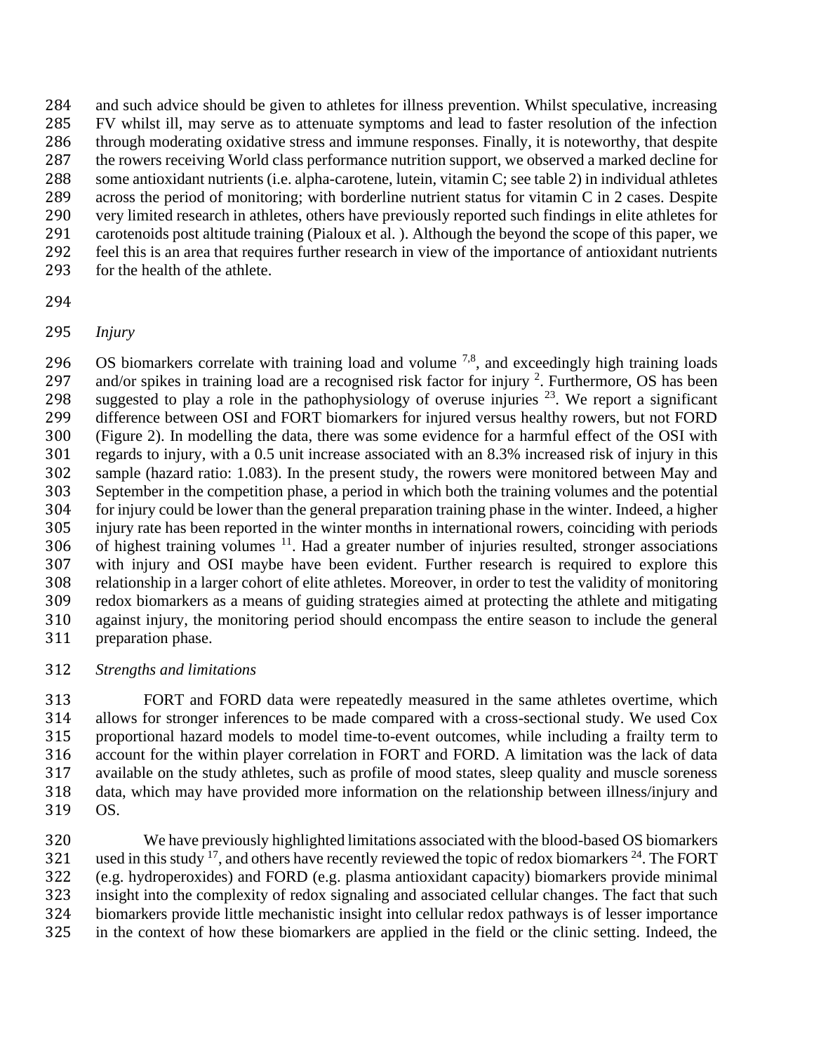and such advice should be given to athletes for illness prevention. Whilst speculative, increasing FV whilst ill, may serve as to attenuate symptoms and lead to faster resolution of the infection through moderating oxidative stress and immune responses. Finally, it is noteworthy, that despite the rowers receiving World class performance nutrition support, we observed a marked decline for some antioxidant nutrients (i.e. alpha-carotene, lutein, vitamin C; see table 2) in individual athletes across the period of monitoring; with borderline nutrient status for vitamin C in 2 cases. Despite very limited research in athletes, others have previously reported such findings in elite athletes for carotenoids post altitude training (Pialoux et al. ). Although the beyond the scope of this paper, we feel this is an area that requires further research in view of the importance of antioxidant nutrients for the health of the athlete.

*Injury*

OS biomarkers correlate with training load and volume [7,8], and exceedingly high training loads and/or spikes in training load are a recognised risk factor for injury [2]. Furthermore, OS has been suggested to play a role in the pathophysiology of overuse injuries [23]. We report a significant difference between OSI and FORT biomarkers for injured versus healthy rowers, but not FORD (Figure 2). In modelling the data, there was some evidence for a harmful effect of the OSI with regards to injury, with a 0.5 unit increase associated with an 8.3% increased risk of injury in this sample (hazard ratio: 1.083). In the present study, the rowers were monitored between May and September in the competition phase, a period in which both the training volumes and the potential for injury could be lower than the general preparation training phase in the winter. Indeed, a higher injury rate has been reported in the winter months in international rowers, coinciding with periods of highest training volumes [11]. Had a greater number of injuries resulted, stronger associations with injury and OSI maybe have been evident. Further research is required to explore this relationship in a larger cohort of elite athletes. Moreover, in order to test the validity of monitoring redox biomarkers as a means of guiding strategies aimed at protecting the athlete and mitigating against injury, the monitoring period should encompass the entire season to include the general preparation phase.

*Strengths and limitations*

FORT and FORD data were repeatedly measured in the same athletes overtime, which allows for stronger inferences to be made compared with a cross-sectional study. We used Cox proportional hazard models to model time-to-event outcomes, while including a frailty term to account for the within player correlation in FORT and FORD. A limitation was the lack of data available on the study athletes, such as profile of mood states, sleep quality and muscle soreness data, which may have provided more information on the relationship between illness/injury and OS.

We have previously highlighted limitations associated with the blood-based OS biomarkers used in this study [17], and others have recently reviewed the topic of redox biomarkers [24]. The FORT (e.g. hydroperoxides) and FORD (e.g. plasma antioxidant capacity) biomarkers provide minimal insight into the complexity of redox signaling and associated cellular changes. The fact that such biomarkers provide little mechanistic insight into cellular redox pathways is of lesser importance in the context of how these biomarkers are applied in the field or the clinic setting. Indeed, the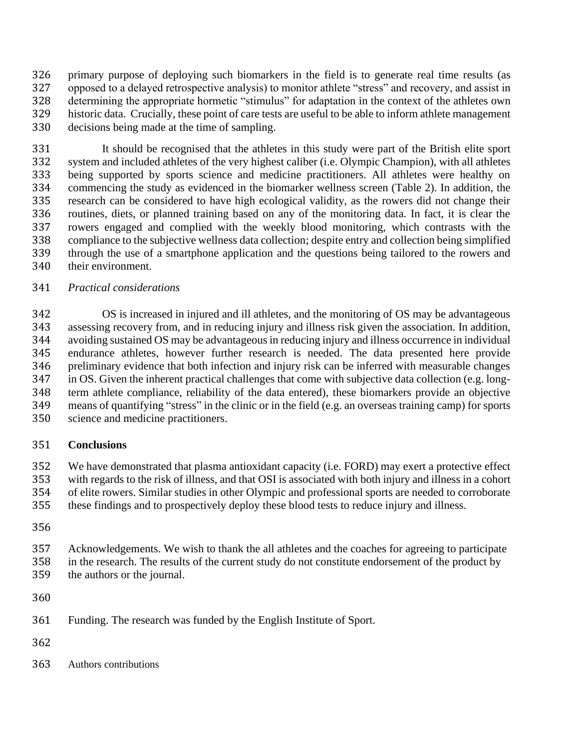primary purpose of deploying such biomarkers in the field is to generate real time results (as opposed to a delayed retrospective analysis) to monitor athlete "stress" and recovery, and assist in determining the appropriate hormetic "stimulus" for adaptation in the context of the athletes own historic data. Crucially, these point of care tests are useful to be able to inform athlete management decisions being made at the time of sampling.

It should be recognised that the athletes in this study were part of the British elite sport system and included athletes of the very highest caliber (i.e. Olympic Champion), with all athletes being supported by sports science and medicine practitioners. All athletes were healthy on commencing the study as evidenced in the biomarker wellness screen (Table 2). In addition, the research can be considered to have high ecological validity, as the rowers did not change their routines, diets, or planned training based on any of the monitoring data. In fact, it is clear the rowers engaged and complied with the weekly blood monitoring, which contrasts with the compliance to the subjective wellness data collection; despite entry and collection being simplified through the use of a smartphone application and the questions being tailored to the rowers and their environment.

*Practical considerations*

OS is increased in injured and ill athletes, and the monitoring of OS may be advantageous assessing recovery from, and in reducing injury and illness risk given the association. In addition, avoiding sustained OS may be advantageous in reducing injury and illness occurrence in individual endurance athletes, however further research is needed. The data presented here provide preliminary evidence that both infection and injury risk can be inferred with measurable changes in OS. Given the inherent practical challenges that come with subjective data collection (e.g. long-term athlete compliance, reliability of the data entered), these biomarkers provide an objective means of quantifying "stress" in the clinic or in the field (e.g. an overseas training camp) for sports science and medicine practitioners.

**Conclusions**

We have demonstrated that plasma antioxidant capacity (i.e. FORD) may exert a protective effect with regards to the risk of illness, and that OSI is associated with both injury and illness in a cohort of elite rowers. Similar studies in other Olympic and professional sports are needed to corroborate these findings and to prospectively deploy these blood tests to reduce injury and illness.

Acknowledgements. We wish to thank the all athletes and the coaches for agreeing to participate in the research. The results of the current study do not constitute endorsement of the product by the authors or the journal.

Funding. The research was funded by the English Institute of Sport.

Authors contributions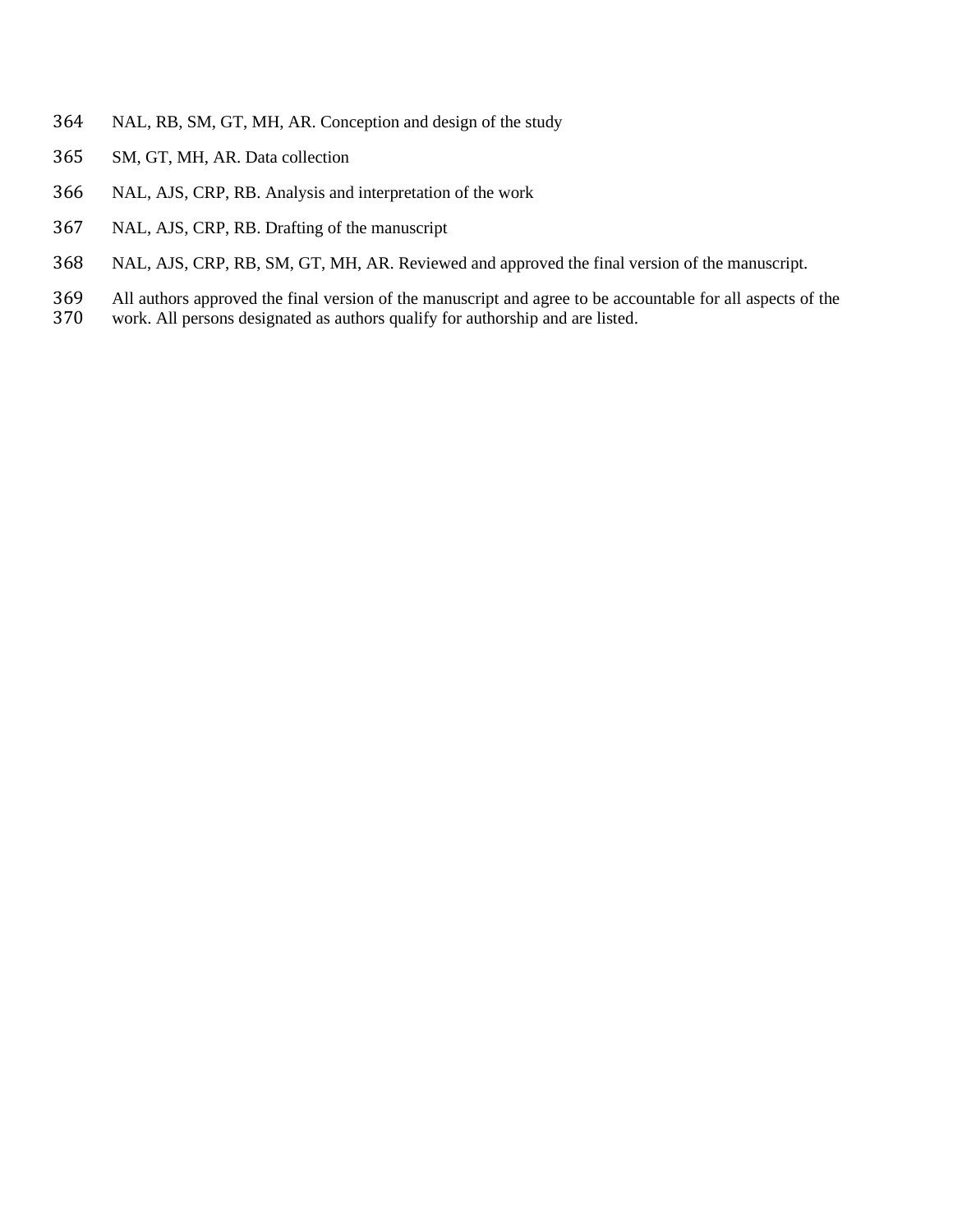NAL, RB, SM, GT, MH, AR. Conception and design of the study

SM, GT, MH, AR. Data collection

NAL, AJS, CRP, RB. Analysis and interpretation of the work

NAL, AJS, CRP, RB. Drafting of the manuscript

NAL, AJS, CRP, RB, SM, GT, MH, AR. Reviewed and approved the final version of the manuscript.

All authors approved the final version of the manuscript and agree to be accountable for all aspects of the work. All persons designated as authors qualify for authorship and are listed.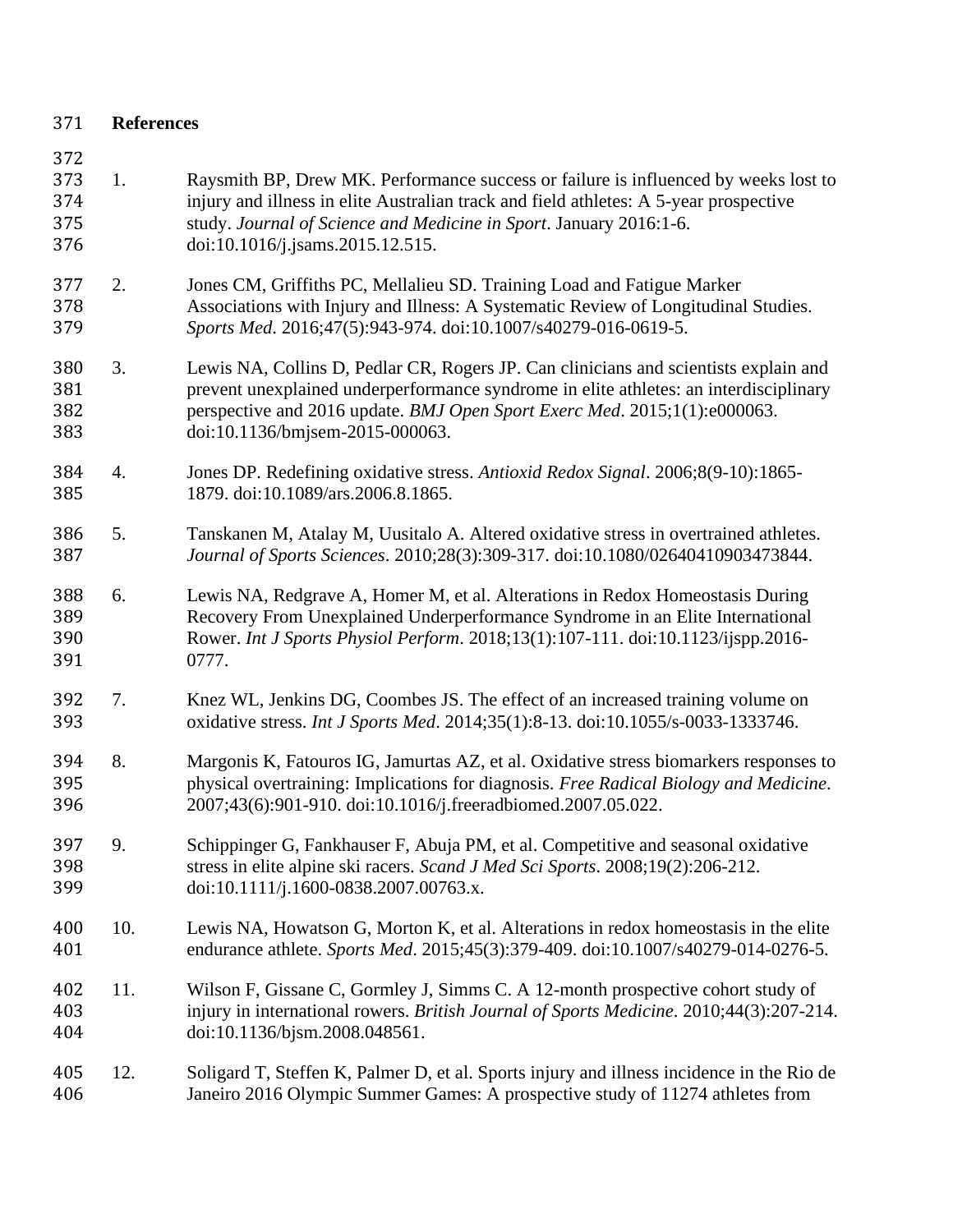## References

1. Raysmith BP, Drew MK. Performance success or failure is influenced by weeks lost to injury and illness in elite Australian track and field athletes: A 5-year prospective study. *Journal of Science and Medicine in Sport*. January 2016:1-6. doi:10.1016/j.jsams.2015.12.515.

2. Jones CM, Griffiths PC, Mellalieu SD. Training Load and Fatigue Marker Associations with Injury and Illness: A Systematic Review of Longitudinal Studies. *Sports Med*. 2016;47(5):943-974. doi:10.1007/s40279-016-0619-5.

3. Lewis NA, Collins D, Pedlar CR, Rogers JP. Can clinicians and scientists explain and prevent unexplained underperformance syndrome in elite athletes: an interdisciplinary perspective and 2016 update. *BMJ Open Sport Exerc Med*. 2015;1(1):e000063. doi:10.1136/bmjsem-2015-000063.

4. Jones DP. Redefining oxidative stress. *Antioxid Redox Signal*. 2006;8(9-10):1865-1879. doi:10.1089/ars.2006.8.1865.

5. Tanskanen M, Atalay M, Uusitalo A. Altered oxidative stress in overtrained athletes. *Journal of Sports Sciences*. 2010;28(3):309-317. doi:10.1080/02640410903473844.

6. Lewis NA, Redgrave A, Homer M, et al. Alterations in Redox Homeostasis During Recovery From Unexplained Underperformance Syndrome in an Elite International Rower. *Int J Sports Physiol Perform*. 2018;13(1):107-111. doi:10.1123/ijspp.2016-0777.

7. Knez WL, Jenkins DG, Coombes JS. The effect of an increased training volume on oxidative stress. *Int J Sports Med*. 2014;35(1):8-13. doi:10.1055/s-0033-1333746.

8. Margonis K, Fatouros IG, Jamurtas AZ, et al. Oxidative stress biomarkers responses to physical overtraining: Implications for diagnosis. *Free Radical Biology and Medicine*. 2007;43(6):901-910. doi:10.1016/j.freeradbiomed.2007.05.022.

9. Schippinger G, Fankhauser F, Abuja PM, et al. Competitive and seasonal oxidative stress in elite alpine ski racers. *Scand J Med Sci Sports*. 2008;19(2):206-212. doi:10.1111/j.1600-0838.2007.00763.x.

10. Lewis NA, Howatson G, Morton K, et al. Alterations in redox homeostasis in the elite endurance athlete. *Sports Med*. 2015;45(3):379-409. doi:10.1007/s40279-014-0276-5.

11. Wilson F, Gissane C, Gormley J, Simms C. A 12-month prospective cohort study of injury in international rowers. *British Journal of Sports Medicine*. 2010;44(3):207-214. doi:10.1136/bjsm.2008.048561.

12. Soligard T, Steffen K, Palmer D, et al. Sports injury and illness incidence in the Rio de Janeiro 2016 Olympic Summer Games: A prospective study of 11274 athletes from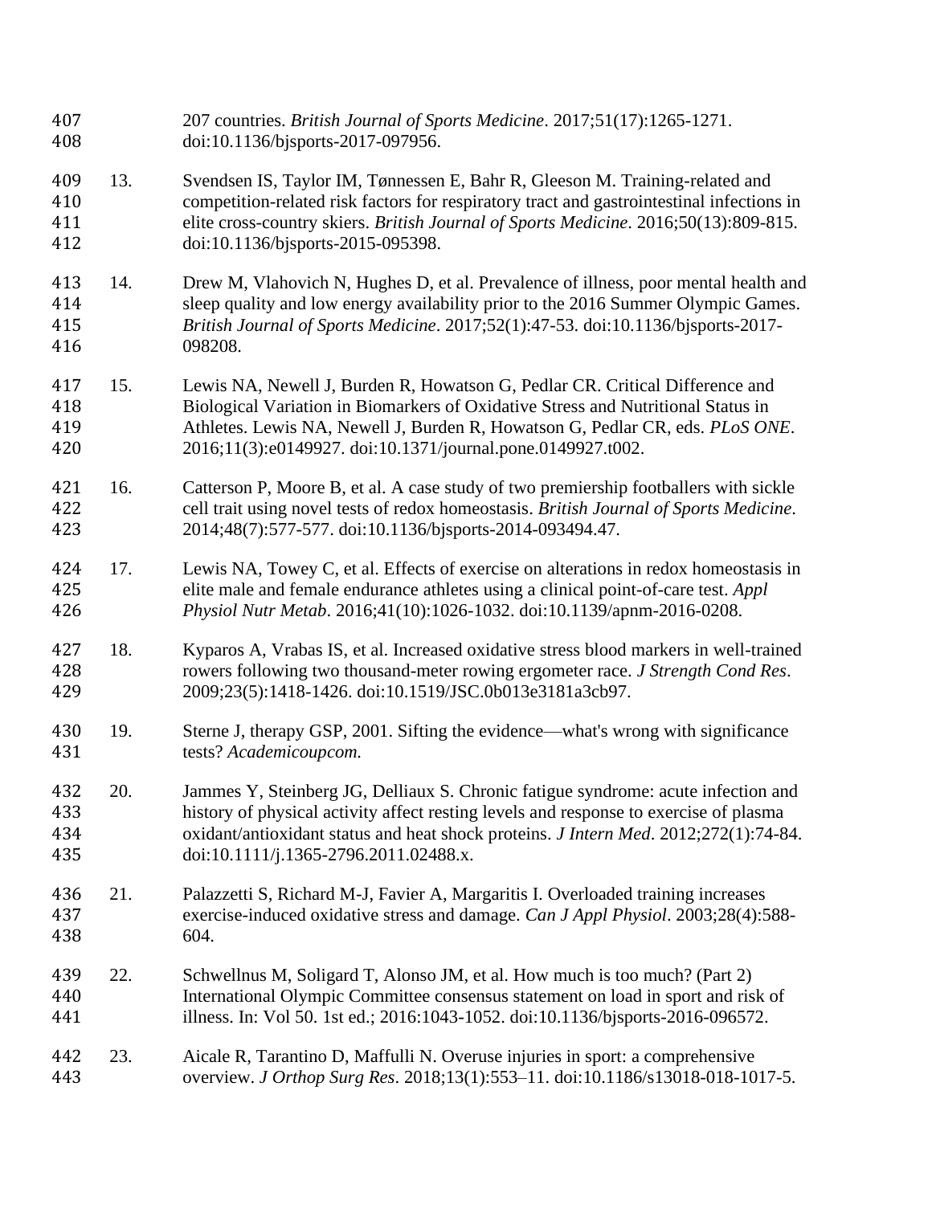207 countries. *British Journal of Sports Medicine*. 2017;51(17):1265-1271. doi:10.1136/bjsports-2017-097956.

13. Svendsen IS, Taylor IM, Tønnessen E, Bahr R, Gleeson M. Training-related and competition-related risk factors for respiratory tract and gastrointestinal infections in elite cross-country skiers. *British Journal of Sports Medicine*. 2016;50(13):809-815. doi:10.1136/bjsports-2015-095398.

14. Drew M, Vlahovich N, Hughes D, et al. Prevalence of illness, poor mental health and sleep quality and low energy availability prior to the 2016 Summer Olympic Games. *British Journal of Sports Medicine*. 2017;52(1):47-53. doi:10.1136/bjsports-2017-098208.

15. Lewis NA, Newell J, Burden R, Howatson G, Pedlar CR. Critical Difference and Biological Variation in Biomarkers of Oxidative Stress and Nutritional Status in Athletes. Lewis NA, Newell J, Burden R, Howatson G, Pedlar CR, eds. *PLoS ONE*. 2016;11(3):e0149927. doi:10.1371/journal.pone.0149927.t002.

16. Catterson P, Moore B, et al. A case study of two premiership footballers with sickle cell trait using novel tests of redox homeostasis. *British Journal of Sports Medicine*. 2014;48(7):577-577. doi:10.1136/bjsports-2014-093494.47.

17. Lewis NA, Towey C, et al. Effects of exercise on alterations in redox homeostasis in elite male and female endurance athletes using a clinical point-of-care test. *Appl Physiol Nutr Metab*. 2016;41(10):1026-1032. doi:10.1139/apnm-2016-0208.

18. Kyparos A, Vrabas IS, et al. Increased oxidative stress blood markers in well-trained rowers following two thousand-meter rowing ergometer race. *J Strength Cond Res*. 2009;23(5):1418-1426. doi:10.1519/JSC.0b013e3181a3cb97.

19. Sterne J, therapy GSP, 2001. Sifting the evidence—what's wrong with significance tests? *Academicoupcom.*

20. Jammes Y, Steinberg JG, Delliaux S. Chronic fatigue syndrome: acute infection and history of physical activity affect resting levels and response to exercise of plasma oxidant/antioxidant status and heat shock proteins. *J Intern Med*. 2012;272(1):74-84. doi:10.1111/j.1365-2796.2011.02488.x.

21. Palazzetti S, Richard M-J, Favier A, Margaritis I. Overloaded training increases exercise-induced oxidative stress and damage. *Can J Appl Physiol*. 2003;28(4):588-604.

22. Schwellnus M, Soligard T, Alonso JM, et al. How much is too much? (Part 2) International Olympic Committee consensus statement on load in sport and risk of illness. In: Vol 50. 1st ed.; 2016:1043-1052. doi:10.1136/bjsports-2016-096572.

23. Aicale R, Tarantino D, Maffulli N. Overuse injuries in sport: a comprehensive overview. *J Orthop Surg Res*. 2018;13(1):553–11. doi:10.1186/s13018-018-1017-5.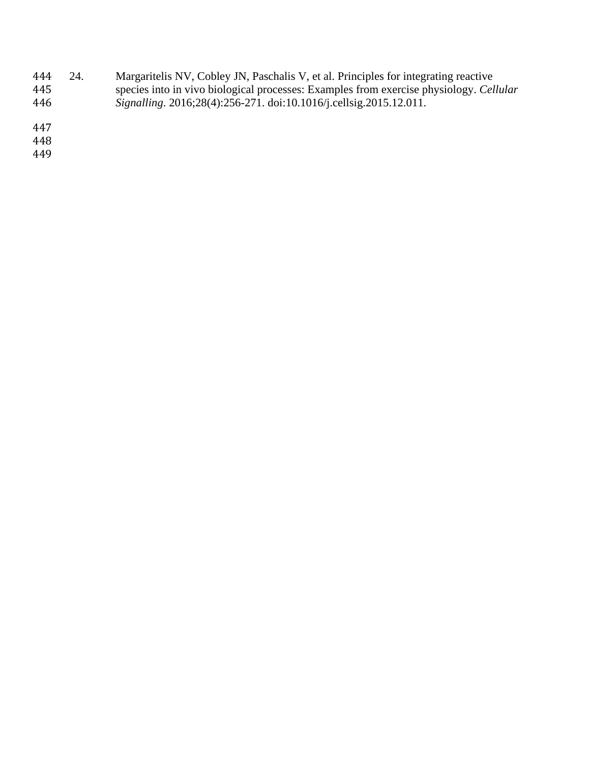24. Margaritelis NV, Cobley JN, Paschalis V, et al. Principles for integrating reactive species into in vivo biological processes: Examples from exercise physiology. *Cellular Signalling*. 2016;28(4):256-271. doi:10.1016/j.cellsig.2015.12.011.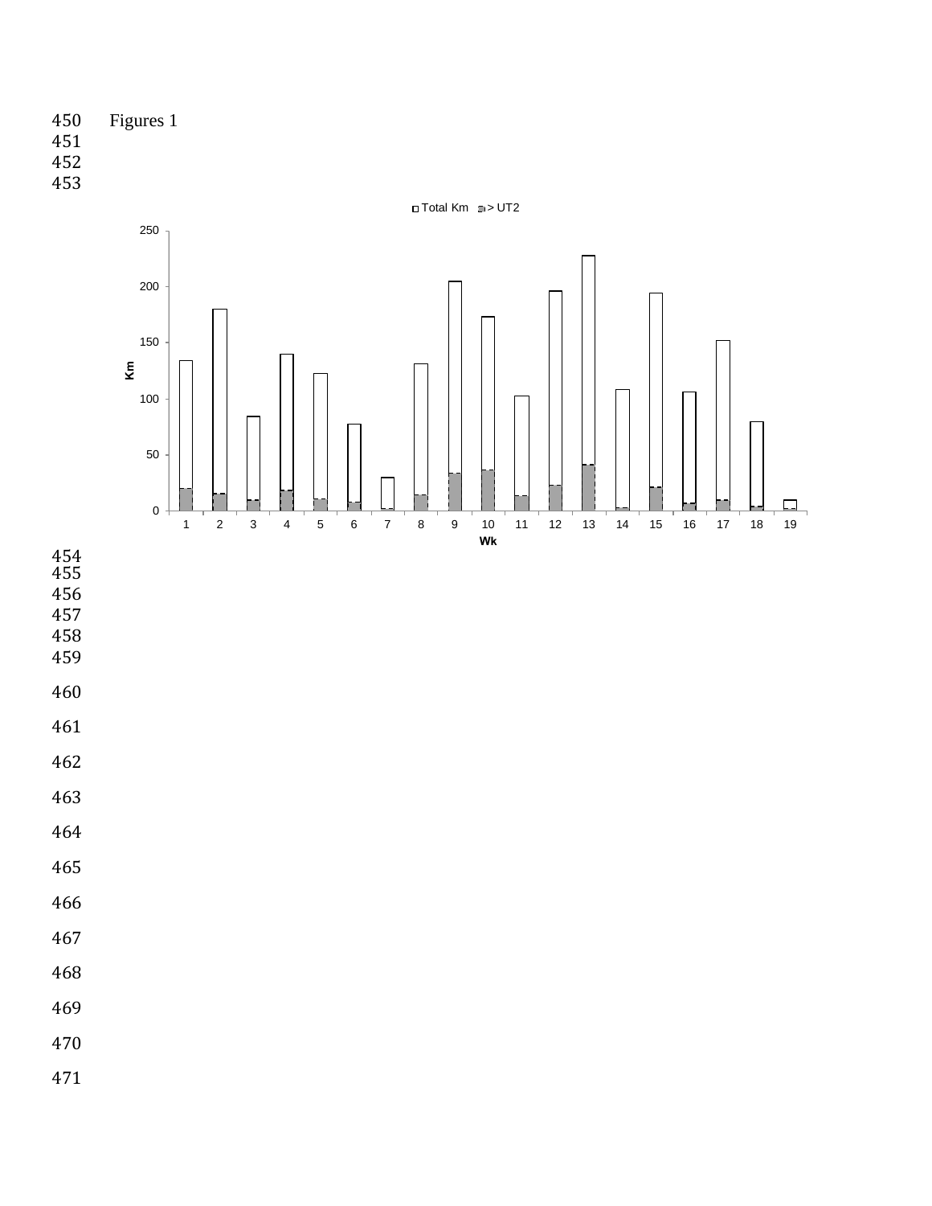Figures 1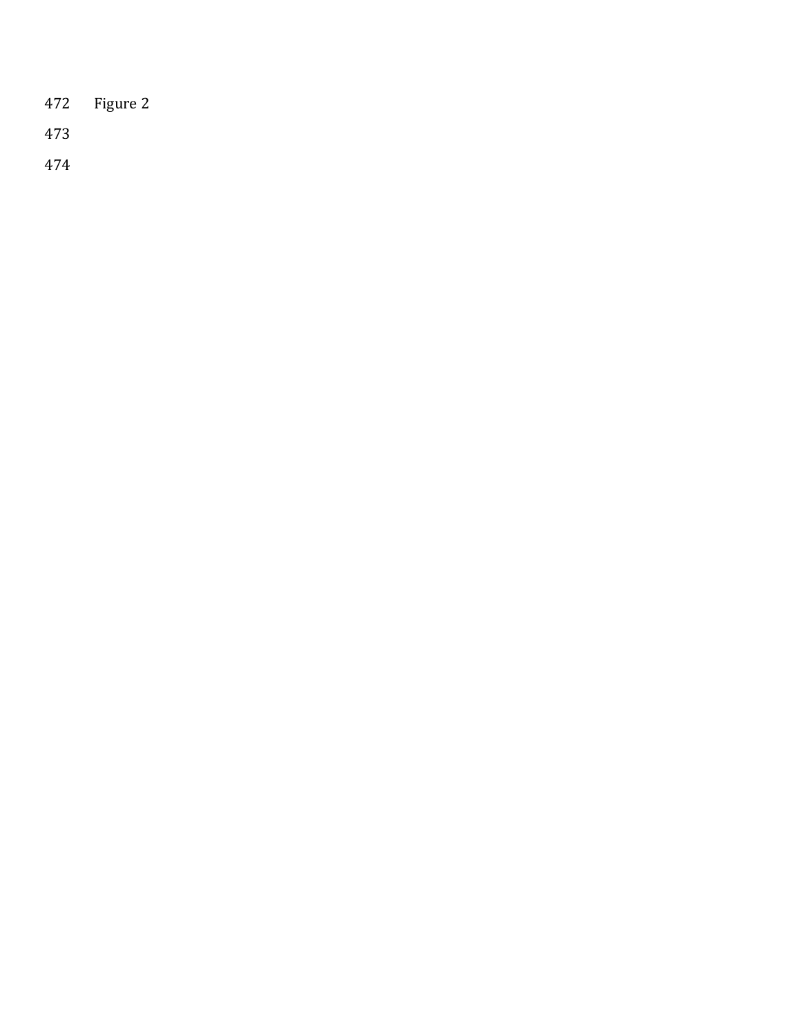Figure 2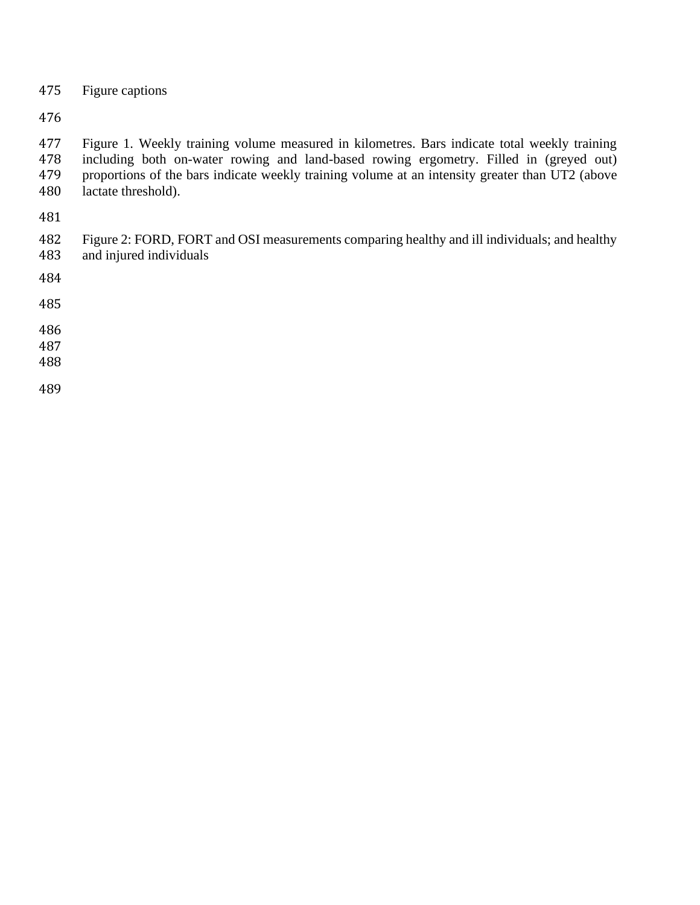# Figure captions

Figure 1. Weekly training volume measured in kilometres. Bars indicate total weekly training including both on-water rowing and land-based rowing ergometry. Filled in (greyed out) proportions of the bars indicate weekly training volume at an intensity greater than UT2 (above lactate threshold).

Figure 2: FORD, FORT and OSI measurements comparing healthy and ill individuals; and healthy and injured individuals